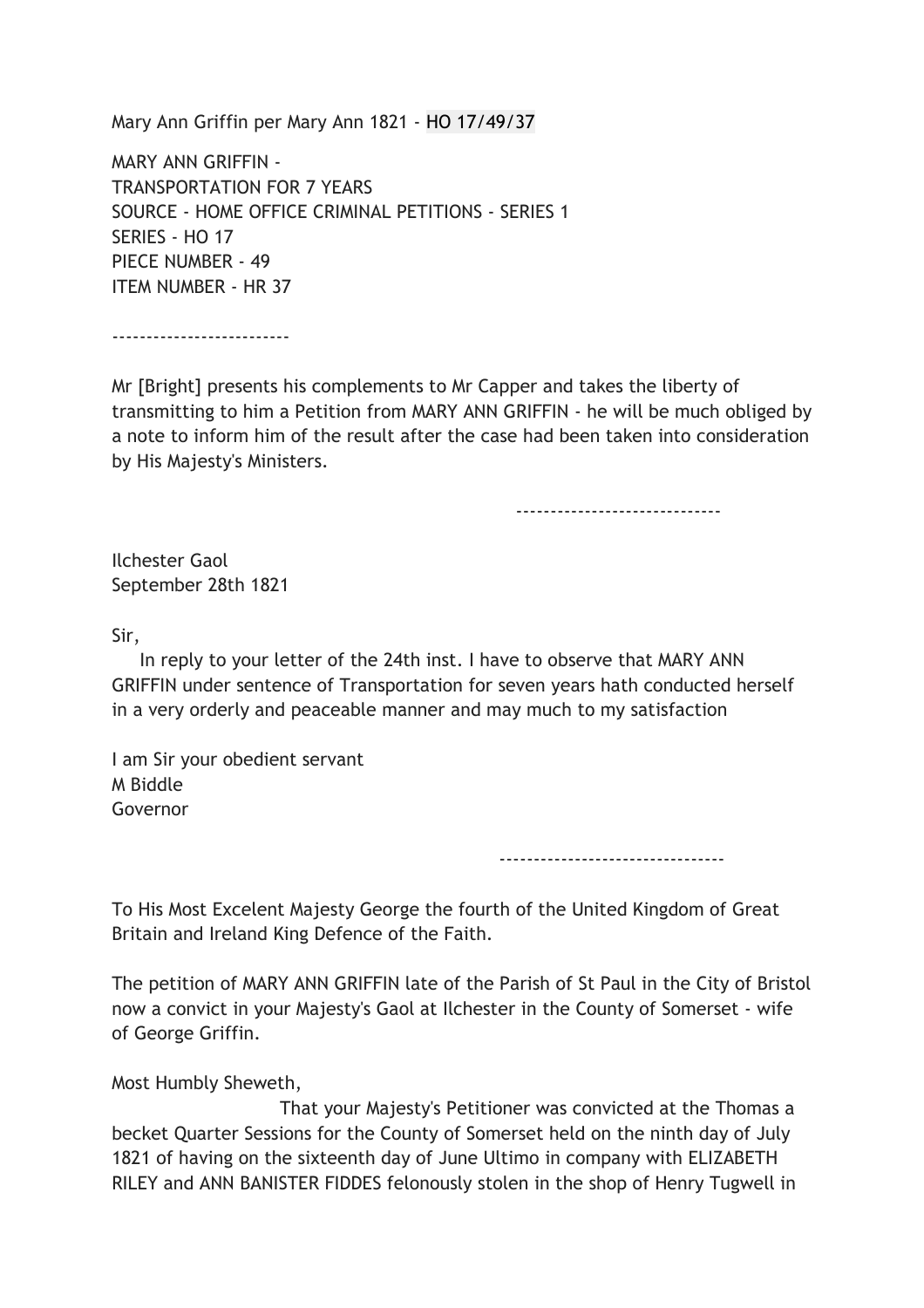Mary Ann Griffin per Mary Ann 1821 - HO 17/49/37

MARY ANN GRIFFIN -
TRANSPORTATION FOR 7 YEARS
SOURCE - HOME OFFICE CRIMINAL PETITIONS - SERIES 1
SERIES - HO 17
PIECE NUMBER - 49
ITEM NUMBER - HR 37

-------------------------

Mr [Bright] presents his complements to Mr Capper and takes the liberty of transmitting to him a Petition from MARY ANN GRIFFIN - he will be much obliged by a note to inform him of the result after the case had been taken into consideration by His Majesty's Ministers.

-----------------------------

Ilchester Gaol
September 28th 1821

Sir,

In reply to your letter of the 24th inst. I have to observe that MARY ANN GRIFFIN under sentence of Transportation for seven years hath conducted herself in a very orderly and peaceable manner and may much to my satisfaction

I am Sir your obedient servant
M Biddle
Governor

--------------------------------

To His Most Excelent Majesty George the fourth of the United Kingdom of Great Britain and Ireland King Defence of the Faith.

The petition of MARY ANN GRIFFIN late of the Parish of St Paul in the City of Bristol now a convict in your Majesty's Gaol at Ilchester in the County of Somerset - wife of George Griffin.

Most Humbly Sheweth,

That your Majesty's Petitioner was convicted at the Thomas a becket Quarter Sessions for the County of Somerset held on the ninth day of July 1821 of having on the sixteenth day of June Ultimo in company with ELIZABETH RILEY and ANN BANISTER FIDDES felonously stolen in the shop of Henry Tugwell in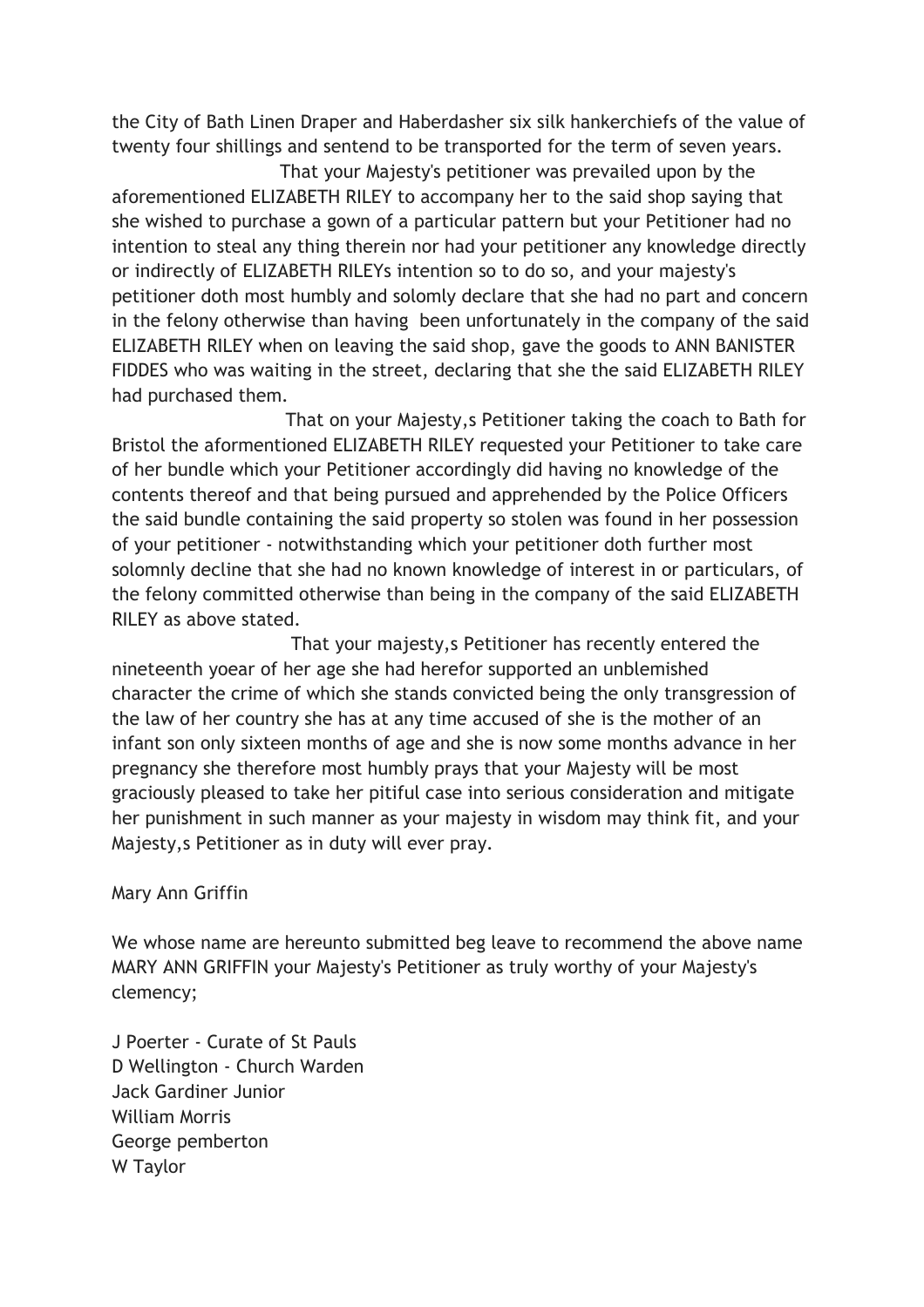the City of Bath Linen Draper and Haberdasher six silk hankerchiefs of the value of twenty four shillings and sentend to be transported for the term of seven years.

That your Majesty's petitioner was prevailed upon by the aforementioned ELIZABETH RILEY to accompany her to the said shop saying that she wished to purchase a gown of a particular pattern but your Petitioner had no intention to steal any thing therein nor had your petitioner any knowledge directly or indirectly of ELIZABETH RILEYs intention so to do so, and your majesty's petitioner doth most humbly and solomly declare that she had no part and concern in the felony otherwise than having been unfortunately in the company of the said ELIZABETH RILEY when on leaving the said shop, gave the goods to ANN BANISTER FIDDES who was waiting in the street, declaring that she the said ELIZABETH RILEY had purchased them.

That on your Majesty,s Petitioner taking the coach to Bath for Bristol the aformentioned ELIZABETH RILEY requested your Petitioner to take care of her bundle which your Petitioner accordingly did having no knowledge of the contents thereof and that being pursued and apprehended by the Police Officers the said bundle containing the said property so stolen was found in her possession of your petitioner - notwithstanding which your petitioner doth further most solomnly decline that she had no known knowledge of interest in or particulars, of the felony committed otherwise than being in the company of the said ELIZABETH RILEY as above stated.

That your majesty,s Petitioner has recently entered the nineteenth yoear of her age she had herefor supported an unblemished character the crime of which she stands convicted being the only transgression of the law of her country she has at any time accused of she is the mother of an infant son only sixteen months of age and she is now some months advance in her pregnancy she therefore most humbly prays that your Majesty will be most graciously pleased to take her pitiful case into serious consideration and mitigate her punishment in such manner as your majesty in wisdom may think fit, and your Majesty,s Petitioner as in duty will ever pray.

Mary Ann Griffin

We whose name are hereunto submitted beg leave to recommend the above name MARY ANN GRIFFIN your Majesty's Petitioner as truly worthy of your Majesty's clemency;

J Poerter - Curate of St Pauls
D Wellington - Church Warden
Jack Gardiner Junior
William Morris
George pemberton
W Taylor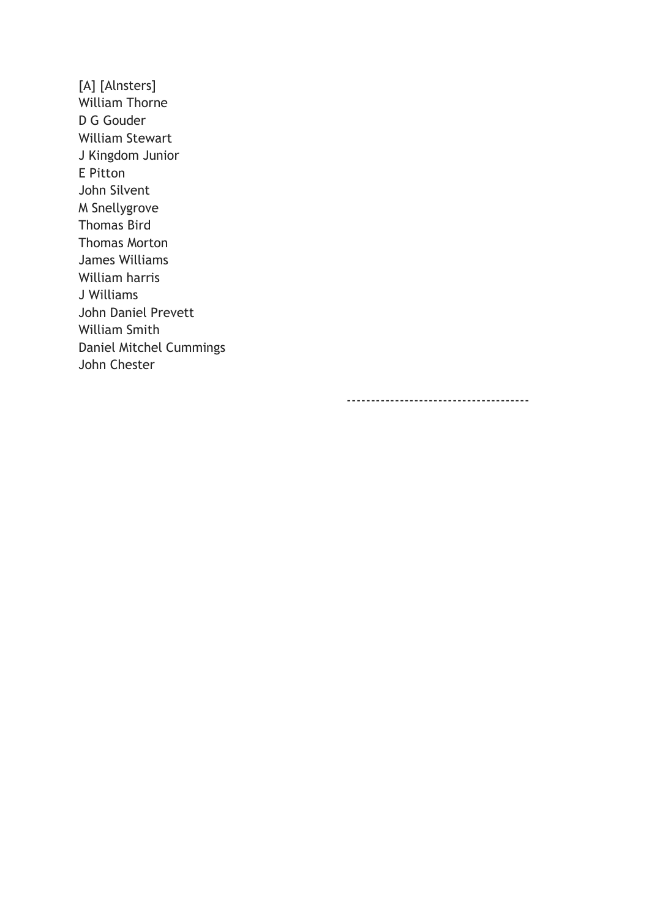[A] [Alnsters]
William Thorne
D G Gouder
William Stewart
J Kingdom Junior
E Pitton
John Silvent
M Snellygrove
Thomas Bird
Thomas Morton
James Williams
William harris
J Williams
John Daniel Prevett
William Smith
Daniel Mitchel Cummings
John Chester

------------------------------------